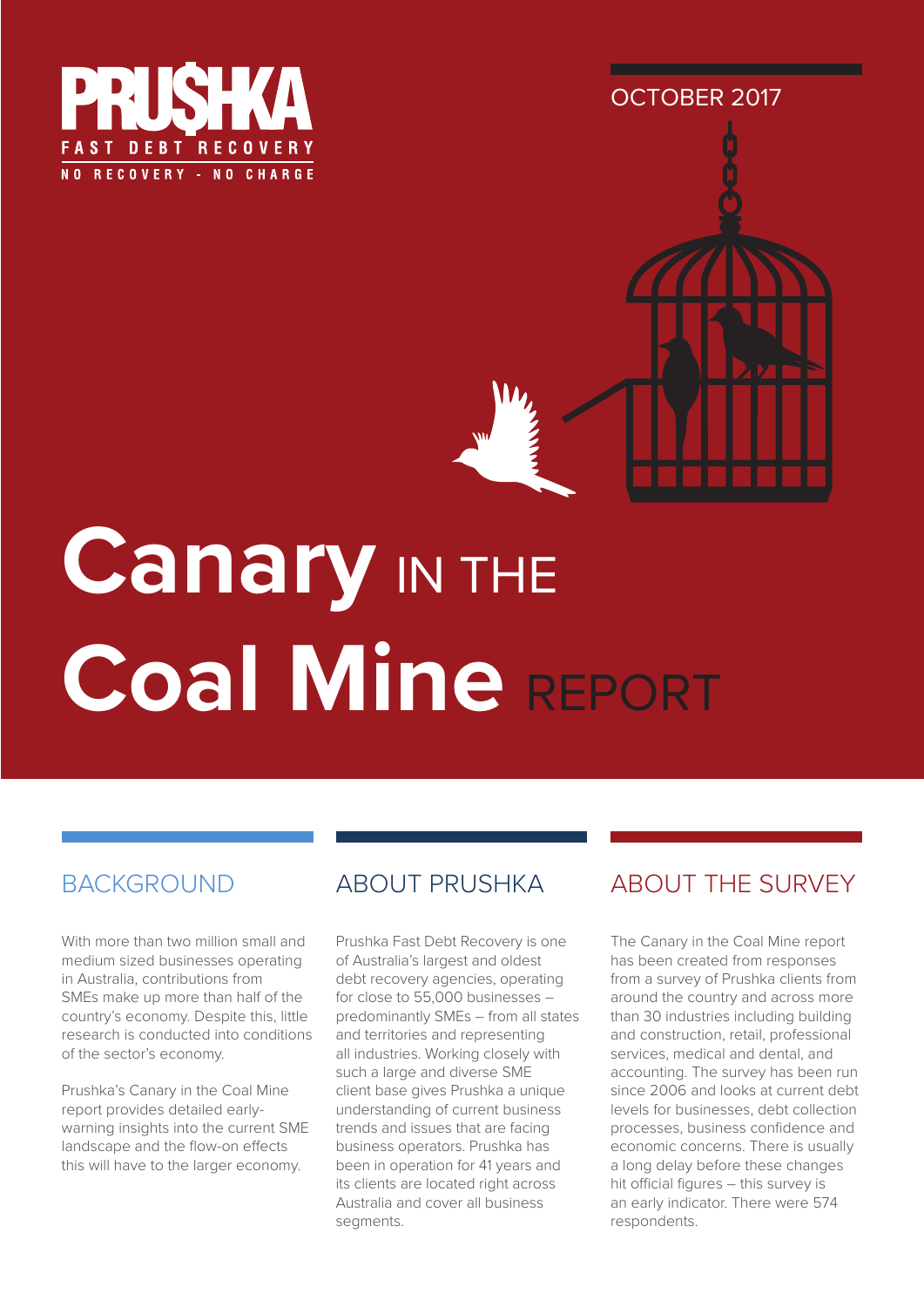PRU$HKA

FAST DEBT RECOVERY

NO RECOVERY - NO CHARGE

OCTOBER 2017

# Canary IN THE Coal Mine REPORT

## BACKGROUND

With more than two million small and medium sized businesses operating in Australia, contributions from SMEs make up more than half of the country's economy. Despite this, little research is conducted into conditions of the sector's economy.

Prushka's Canary in the Coal Mine report provides detailed early-warning insights into the current SME landscape and the flow-on effects this will have to the larger economy.

## ABOUT PRUSHKA

Prushka Fast Debt Recovery is one of Australia's largest and oldest debt recovery agencies, operating for close to 55,000 businesses – predominantly SMEs – from all states and territories and representing all industries. Working closely with such a large and diverse SME client base gives Prushka a unique understanding of current business trends and issues that are facing business operators. Prushka has been in operation for 41 years and its clients are located right across Australia and cover all business segments.

## ABOUT THE SURVEY

The Canary in the Coal Mine report has been created from responses from a survey of Prushka clients from around the country and across more than 30 industries including building and construction, retail, professional services, medical and dental, and accounting. The survey has been run since 2006 and looks at current debt levels for businesses, debt collection processes, business confidence and economic concerns. There is usually a long delay before these changes hit official figures – this survey is an early indicator. There were 574 respondents.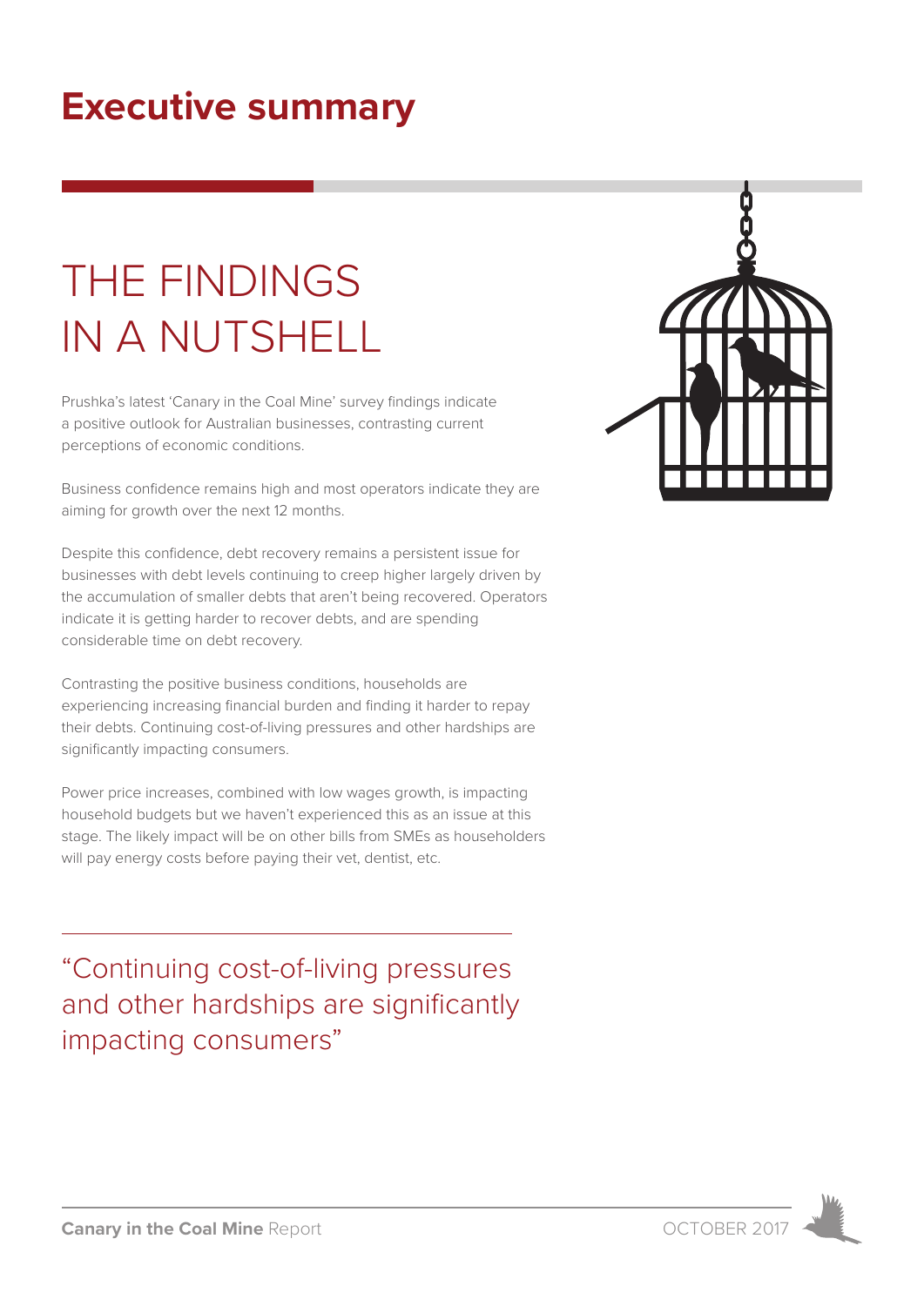# Executive summary

## THE FINDINGS IN A NUTSHELL

Prushka's latest 'Canary in the Coal Mine' survey findings indicate a positive outlook for Australian businesses, contrasting current perceptions of economic conditions.

Business confidence remains high and most operators indicate they are aiming for growth over the next 12 months.

Despite this confidence, debt recovery remains a persistent issue for businesses with debt levels continuing to creep higher largely driven by the accumulation of smaller debts that aren't being recovered. Operators indicate it is getting harder to recover debts, and are spending considerable time on debt recovery.

Contrasting the positive business conditions, households are experiencing increasing financial burden and finding it harder to repay their debts. Continuing cost-of-living pressures and other hardships are significantly impacting consumers.

Power price increases, combined with low wages growth, is impacting household budgets but we haven't experienced this as an issue at this stage. The likely impact will be on other bills from SMEs as householders will pay energy costs before paying their vet, dentist, etc.

> "Continuing cost-of-living pressures and other hardships are significantly impacting consumers"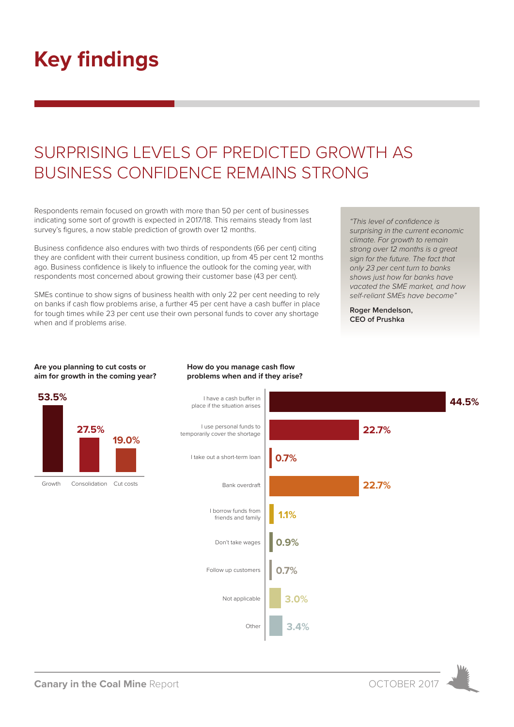# Key findings

## SURPRISING LEVELS OF PREDICTED GROWTH AS BUSINESS CONFIDENCE REMAINS STRONG

Respondents remain focused on growth with more than 50 per cent of businesses indicating some sort of growth is expected in 2017/18. This remains steady from last survey's figures, a now stable prediction of growth over 12 months.

Business confidence also endures with two thirds of respondents (66 per cent) citing they are confident with their current business condition, up from 45 per cent 12 months ago. Business confidence is likely to influence the outlook for the coming year, with respondents most concerned about growing their customer base (43 per cent).

SMEs continue to show signs of business health with only 22 per cent needing to rely on banks if cash flow problems arise, a further 45 per cent have a cash buffer in place for tough times while 23 per cent use their own personal funds to cover any shortage when and if problems arise.

> *"This level of confidence is surprising in the current economic climate. For growth to remain strong over 12 months is a great sign for the future. The fact that only 23 per cent turn to banks shows just how far banks have vacated the SME market, and how self-reliant SMEs have become"*
>
> **Roger Mendelson, CEO of Prushka**

**Are you planning to cut costs or aim for growth in the coming year?**

| Response | Percentage |
|---|---|
| Growth | 53.5% |
| Consolidation | 27.5% |
| Cut costs | 19.0% |

**How do you manage cash flow problems when and if they arise?**

| Response | Percentage |
|---|---|
| I have a cash buffer in place if the situation arises | 44.5% |
| I use personal funds to temporarily cover the shortage | 22.7% |
| I take out a short-term loan | 0.7% |
| Bank overdraft | 22.7% |
| I borrow funds from friends and family | 1.1% |
| Don't take wages | 0.9% |
| Follow up customers | 0.7% |
| Not applicable | 3.0% |
| Other | 3.4% |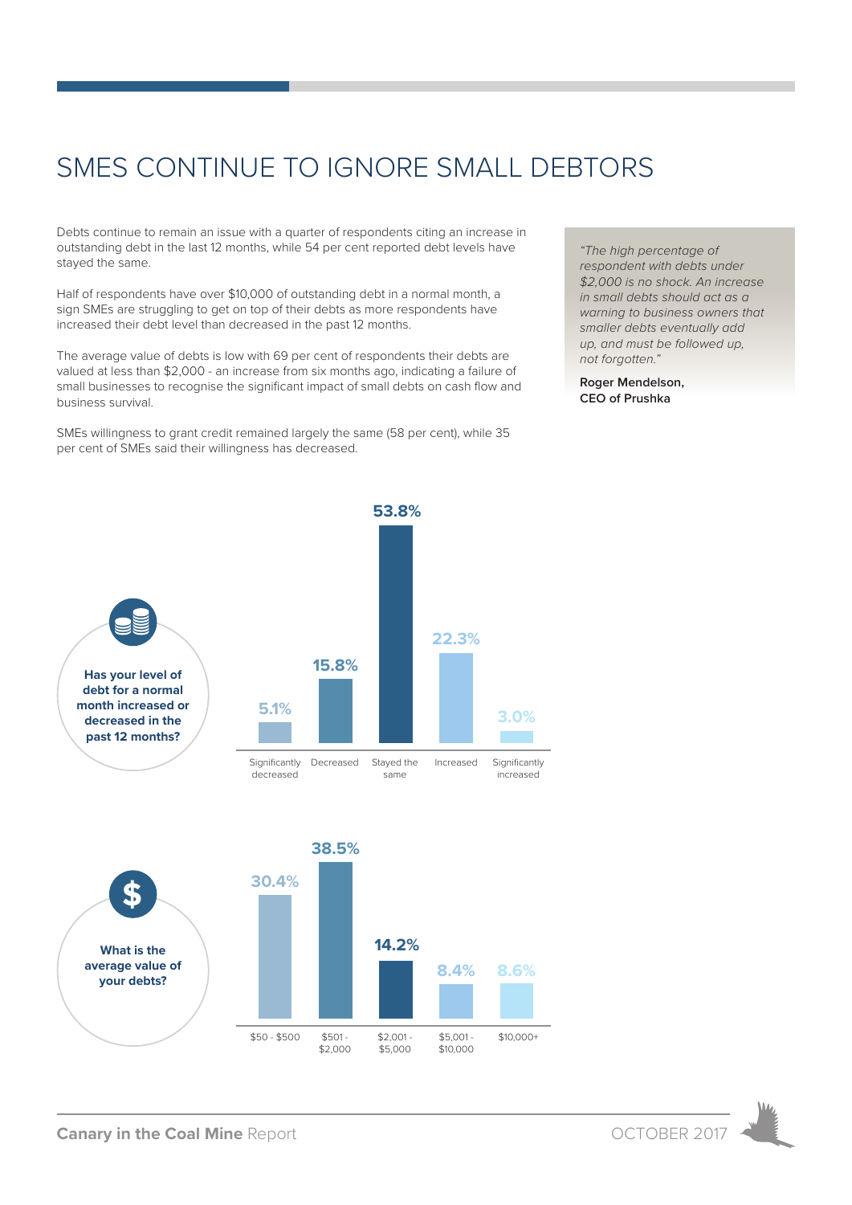# SMES CONTINUE TO IGNORE SMALL DEBTORS

Debts continue to remain an issue with a quarter of respondents citing an increase in outstanding debt in the last 12 months, while 54 per cent reported debt levels have stayed the same.

Half of respondents have over $10,000 of outstanding debt in a normal month, a sign SMEs are struggling to get on top of their debts as more respondents have increased their debt level than decreased in the past 12 months.

The average value of debts is low with 69 per cent of respondents their debts are valued at less than $2,000 - an increase from six months ago, indicating a failure of small businesses to recognise the significant impact of small debts on cash flow and business survival.

SMEs willingness to grant credit remained largely the same (58 per cent), while 35 per cent of SMEs said their willingness has decreased.

> *"The high percentage of respondent with debts under $2,000 is no shock. An increase in small debts should act as a warning to business owners that smaller debts eventually add up, and must be followed up, not forgotten."*
>
> **Roger Mendelson, CEO of Prushka**

**Has your level of debt for a normal month increased or decreased in the past 12 months?**

| Significantly decreased | Decreased | Stayed the same | Increased | Significantly increased |
|---|---|---|---|---|
| 5.1% | 15.8% | 53.8% | 22.3% | 3.0% |

**What is the average value of your debts?**

| $50 - $500 | $501 - $2,000 | $2,001 - $5,000 | $5,001 - $10,000 | $10,000+ |
|---|---|---|---|---|
| 30.4% | 38.5% | 14.2% | 8.4% | 8.6% |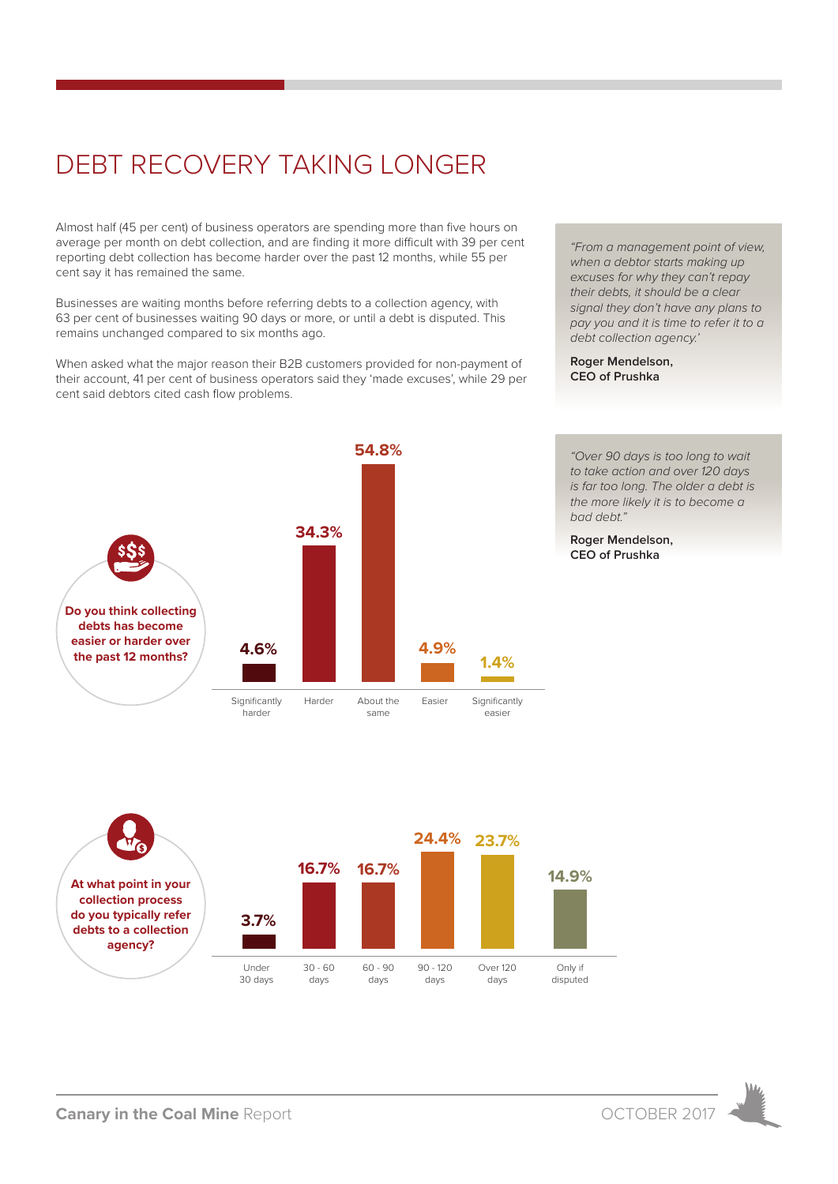# DEBT RECOVERY TAKING LONGER

Almost half (45 per cent) of business operators are spending more than five hours on average per month on debt collection, and are finding it more difficult with 39 per cent reporting debt collection has become harder over the past 12 months, while 55 per cent say it has remained the same.

Businesses are waiting months before referring debts to a collection agency, with 63 per cent of businesses waiting 90 days or more, or until a debt is disputed. This remains unchanged compared to six months ago.

When asked what the major reason their B2B customers provided for non-payment of their account, 41 per cent of business operators said they 'made excuses', while 29 per cent said debtors cited cash flow problems.

> *"From a management point of view, when a debtor starts making up excuses for why they can't repay their debts, it should be a clear signal they don't have any plans to pay you and it is time to refer it to a debt collection agency.'*
>
> **Roger Mendelson, CEO of Prushka**

> *"Over 90 days is too long to wait to take action and over 120 days is far too long. The older a debt is the more likely it is to become a bad debt."*
>
> **Roger Mendelson, CEO of Prushka**

**Do you think collecting debts has become easier or harder over the past 12 months?**

| Significantly harder | Harder | About the same | Easier | Significantly easier |
|---|---|---|---|---|
| 4.6% | 34.3% | 54.8% | 4.9% | 1.4% |

**At what point in your collection process do you typically refer debts to a collection agency?**

| Under 30 days | 30 - 60 days | 60 - 90 days | 90 - 120 days | Over 120 days | Only if disputed |
|---|---|---|---|---|---|
| 3.7% | 16.7% | 16.7% | 24.4% | 23.7% | 14.9% |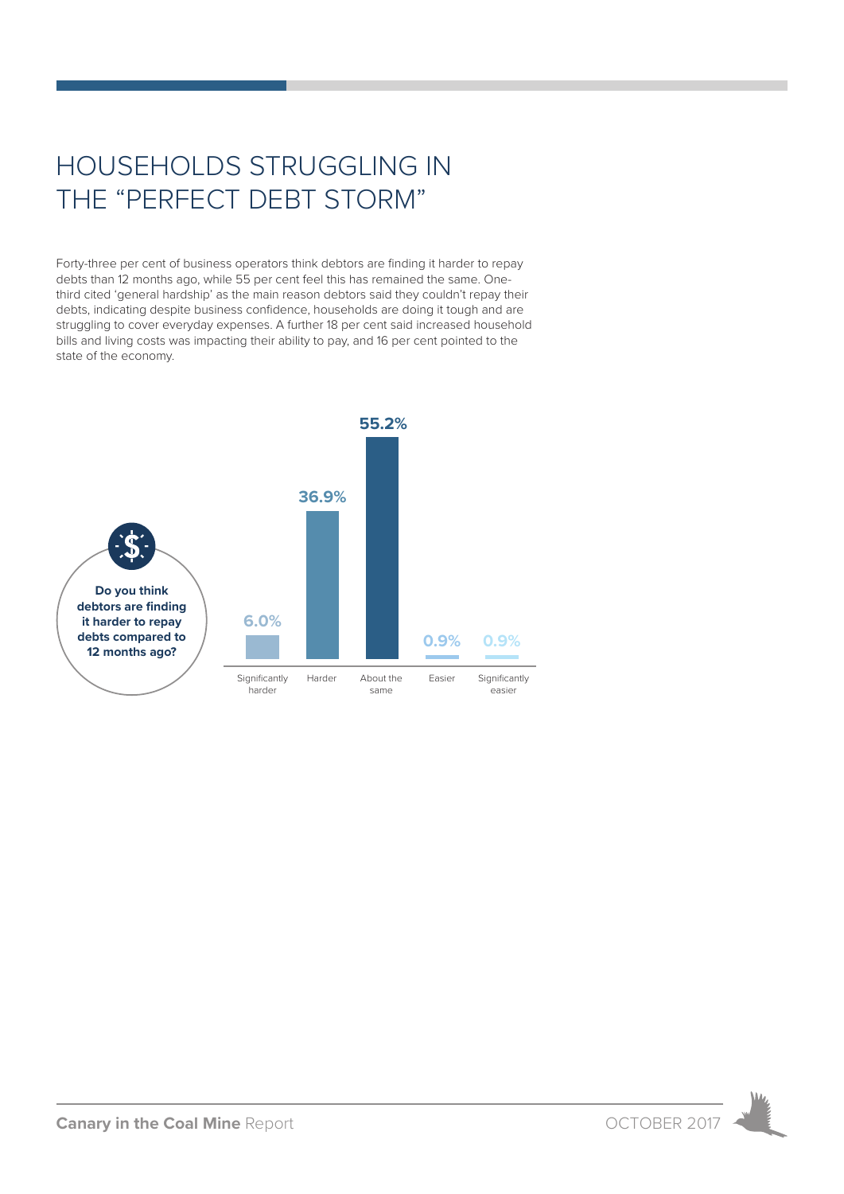# HOUSEHOLDS STRUGGLING IN THE "PERFECT DEBT STORM"

Forty-three per cent of business operators think debtors are finding it harder to repay debts than 12 months ago, while 55 per cent feel this has remained the same. One-third cited 'general hardship' as the main reason debtors said they couldn't repay their debts, indicating despite business confidence, households are doing it tough and are struggling to cover everyday expenses. A further 18 per cent said increased household bills and living costs was impacting their ability to pay, and 16 per cent pointed to the state of the economy.

**Do you think debtors are finding it harder to repay debts compared to 12 months ago?**

| Response | Percentage |
| --- | --- |
| Significantly harder | 6.0% |
| Harder | 36.9% |
| About the same | 55.2% |
| Easier | 0.9% |
| Significantly easier | 0.9% |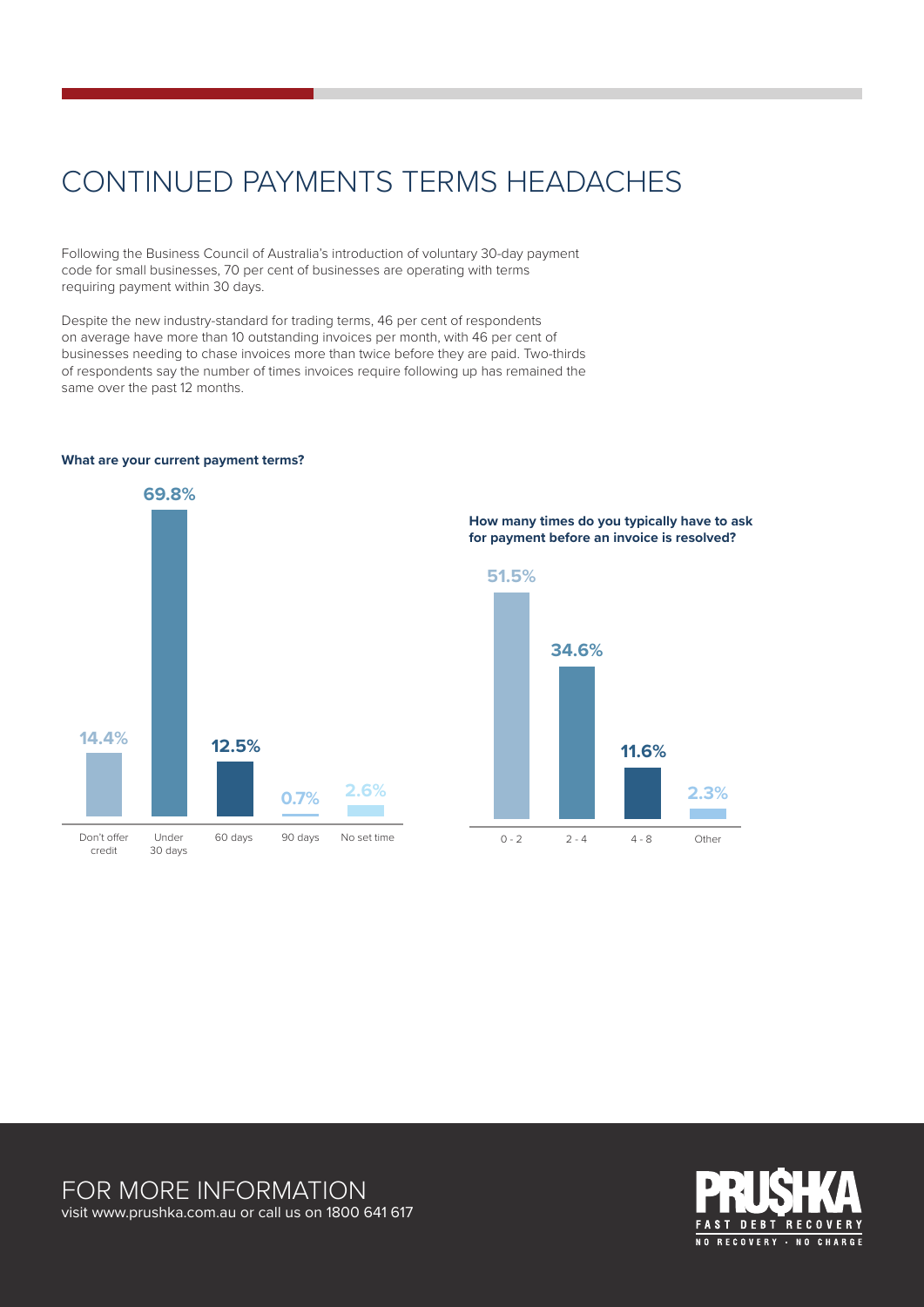# CONTINUED PAYMENTS TERMS HEADACHES

Following the Business Council of Australia's introduction of voluntary 30-day payment code for small businesses, 70 per cent of businesses are operating with terms requiring payment within 30 days.

Despite the new industry-standard for trading terms, 46 per cent of respondents on average have more than 10 outstanding invoices per month, with 46 per cent of businesses needing to chase invoices more than twice before they are paid. Two-thirds of respondents say the number of times invoices require following up has remained the same over the past 12 months.

**What are your current payment terms?**

14.4%
69.8%
12.5%
0.7%
2.6%

Don't offer credit
Under 30 days
60 days
90 days
No set time

**How many times do you typically have to ask for payment before an invoice is resolved?**

51.5%
34.6%
11.6%
2.3%

0 - 2
2 - 4
4 - 8
Other

FOR MORE INFORMATION
visit www.prushka.com.au or call us on 1800 641 617

PRUSHKA
FAST DEBT RECOVERY
NO RECOVERY · NO CHARGE